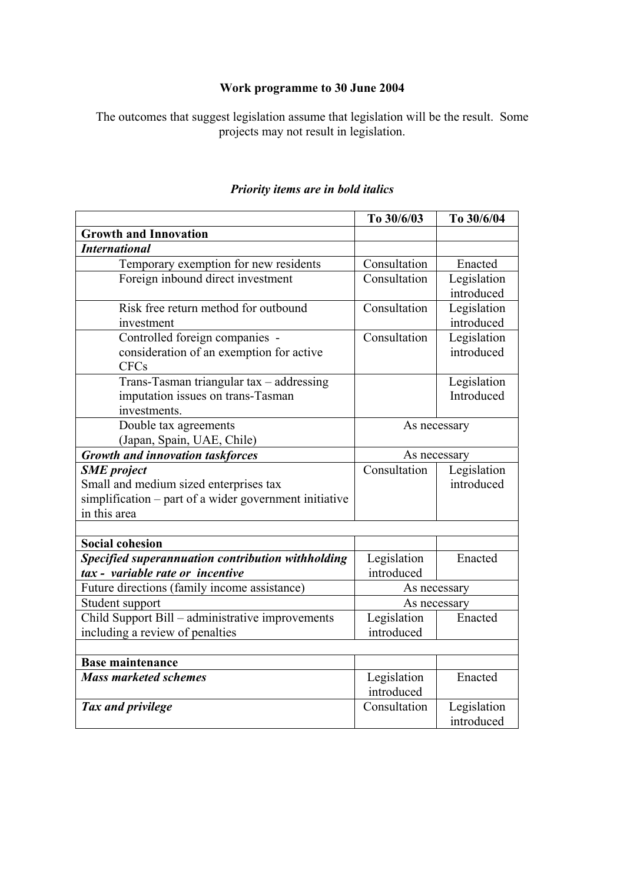**Work programme to 30 June 2004**

The outcomes that suggest legislation assume that legislation will be the result. Some projects may not result in legislation.

***Priority items are in bold italics***

| | To 30/6/03 | To 30/6/04 |
|---|---|---|
| **Growth and Innovation** | | |
| ***International*** | | |
| Temporary exemption for new residents | Consultation | Enacted |
| Foreign inbound direct investment | Consultation | Legislation introduced |
| Risk free return method for outbound investment | Consultation | Legislation introduced |
| Controlled foreign companies - consideration of an exemption for active CFCs | Consultation | Legislation introduced |
| Trans-Tasman triangular tax – addressing imputation issues on trans-Tasman investments. | | Legislation Introduced |
| Double tax agreements (Japan, Spain, UAE, Chile) | As necessary | |
| ***Growth and innovation taskforces*** | As necessary | |
| ***SME project*** Small and medium sized enterprises tax simplification – part of a wider government initiative in this area | Consultation | Legislation introduced |
| | | |
| **Social cohesion** | | |
| ***Specified superannuation contribution withholding tax - variable rate or incentive*** | Legislation introduced | Enacted |
| Future directions (family income assistance) | As necessary | |
| Student support | As necessary | |
| Child Support Bill – administrative improvements including a review of penalties | Legislation introduced | Enacted |
| | | |
| **Base maintenance** | | |
| ***Mass marketed schemes*** | Legislation introduced | Enacted |
| ***Tax and privilege*** | Consultation | Legislation introduced |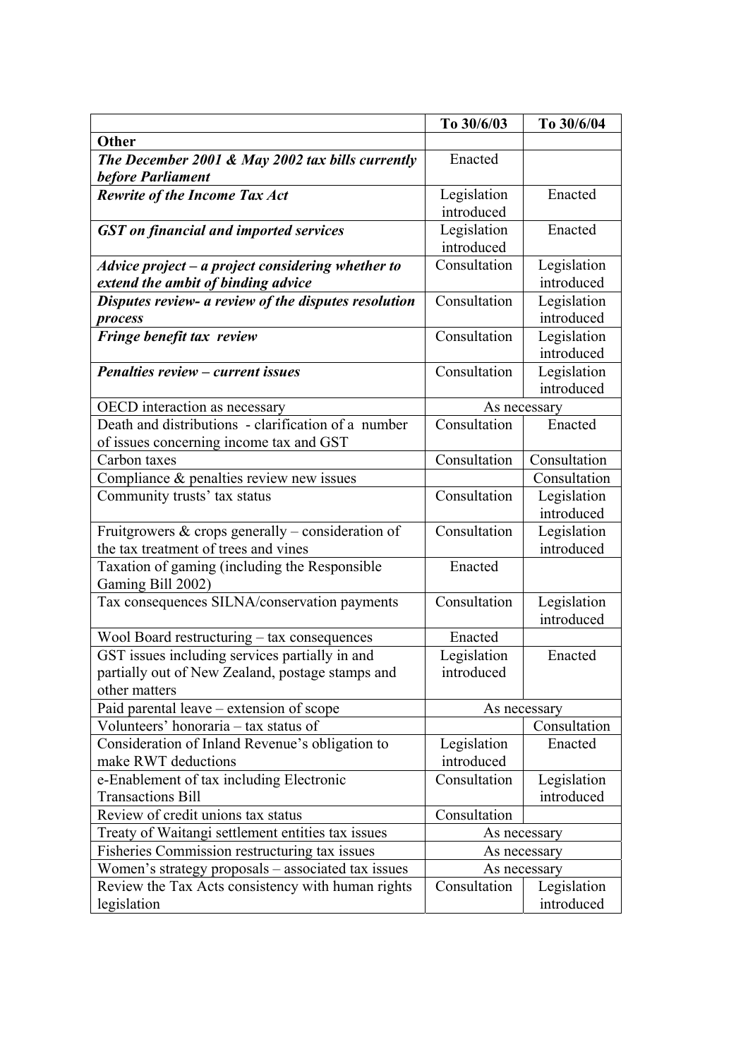| | To 30/6/03 | To 30/6/04 |
|---|---|---|
| **Other** | | |
| ***The December 2001 & May 2002 tax bills currently before Parliament*** | Enacted | |
| ***Rewrite of the Income Tax Act*** | Legislation introduced | Enacted |
| ***GST on financial and imported services*** | Legislation introduced | Enacted |
| ***Advice project – a project considering whether to extend the ambit of binding advice*** | Consultation | Legislation introduced |
| ***Disputes review- a review of the disputes resolution process*** | Consultation | Legislation introduced |
| ***Fringe benefit tax review*** | Consultation | Legislation introduced |
| ***Penalties review – current issues*** | Consultation | Legislation introduced |
| OECD interaction as necessary | As necessary | |
| Death and distributions - clarification of a number of issues concerning income tax and GST | Consultation | Enacted |
| Carbon taxes | Consultation | Consultation |
| Compliance & penalties review new issues | | Consultation |
| Community trusts' tax status | Consultation | Legislation introduced |
| Fruitgrowers & crops generally – consideration of the tax treatment of trees and vines | Consultation | Legislation introduced |
| Taxation of gaming (including the Responsible Gaming Bill 2002) | Enacted | |
| Tax consequences SILNA/conservation payments | Consultation | Legislation introduced |
| Wool Board restructuring – tax consequences | Enacted | |
| GST issues including services partially in and partially out of New Zealand, postage stamps and other matters | Legislation introduced | Enacted |
| Paid parental leave – extension of scope | As necessary | |
| Volunteers' honoraria – tax status of | | Consultation |
| Consideration of Inland Revenue's obligation to make RWT deductions | Legislation introduced | Enacted |
| e-Enablement of tax including Electronic Transactions Bill | Consultation | Legislation introduced |
| Review of credit unions tax status | Consultation | |
| Treaty of Waitangi settlement entities tax issues | As necessary | |
| Fisheries Commission restructuring tax issues | As necessary | |
| Women's strategy proposals – associated tax issues | As necessary | |
| Review the Tax Acts consistency with human rights legislation | Consultation | Legislation introduced |